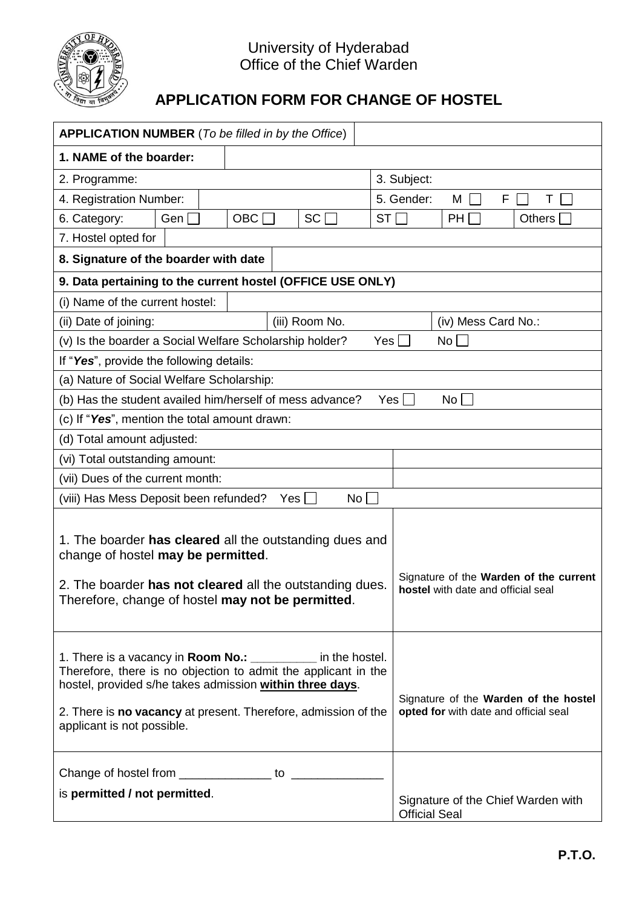University of Hyderabad
Office of the Chief Warden

# APPLICATION FORM FOR CHANGE OF HOSTEL

| | | | | | | | |
|---|---|---|---|---|---|---|---|
| **APPLICATION NUMBER** (*To be filled in by the Office*) | | | | | | | |
| **1. NAME of the boarder:** | | | | | | | |
| 2. Programme: | | | | 3. Subject: | | | |
| 4. Registration Number: | | | | 5. Gender: M ☐ F ☐ T ☐ | | | |
| 6. Category: | Gen ☐ | OBC ☐ | SC ☐ | ST ☐ | PH ☐ | Others ☐ | |
| 7. Hostel opted for | | | | | | | |
| **8. Signature of the boarder with date** | | | | | | | |
| **9. Data pertaining to the current hostel (OFFICE USE ONLY)** | | | | | | | |
| (i) Name of the current hostel: | | | | | | | |
| (ii) Date of joining: | | (iii) Room No. | | | (iv) Mess Card No.: | | |
| (v) Is the boarder a Social Welfare Scholarship holder? Yes ☐ No ☐ | | | | | | | |
| If "***Yes***", provide the following details: | | | | | | | |
| (a) Nature of Social Welfare Scholarship: | | | | | | | |
| (b) Has the student availed him/herself of mess advance? Yes ☐ No ☐ | | | | | | | |
| (c) If "***Yes***", mention the total amount drawn: | | | | | | | |
| (d) Total amount adjusted: | | | | | | | |
| (vi) Total outstanding amount: | | | | | | | |
| (vii) Dues of the current month: | | | | | | | |
| (viii) Has Mess Deposit been refunded? Yes ☐ No ☐ | | | | | | | |
| 1. The boarder **has cleared** all the outstanding dues and change of hostel **may be permitted**.<br><br>2. The boarder **has not cleared** all the outstanding dues. Therefore, change of hostel **may not be permitted**. | | | | | Signature of the **Warden of the current hostel** with date and official seal | | |
| 1. There is a vacancy in **Room No.:** __________ in the hostel. Therefore, there is no objection to admit the applicant in the hostel, provided s/he takes admission **within three days**.<br><br>2. There is **no vacancy** at present. Therefore, admission of the applicant is not possible. | | | | | Signature of the **Warden of the hostel opted for** with date and official seal | | |
| Change of hostel from ______________ to ______________<br><br>is **permitted / not permitted**. | | | | | Signature of the Chief Warden with Official Seal | | |

**P.T.O.**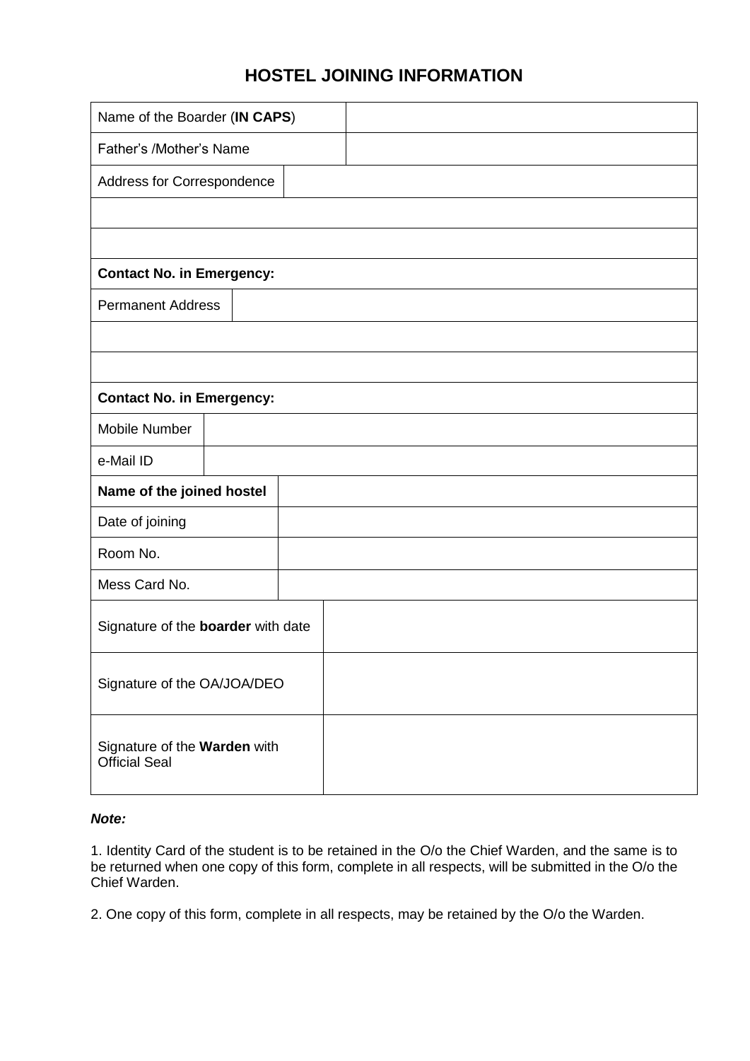# HOSTEL JOINING INFORMATION

| | |
|---|---|
| Name of the Boarder (**IN CAPS**) | |
| Father's /Mother's Name | |
| Address for Correspondence | |
| | |
| | |
| **Contact No. in Emergency:** | |
| Permanent Address | |
| | |
| | |
| **Contact No. in Emergency:** | |
| Mobile Number | |
| e-Mail ID | |
| **Name of the joined hostel** | |
| Date of joining | |
| Room No. | |
| Mess Card No. | |
| Signature of the **boarder** with date | |
| Signature of the OA/JOA/DEO | |
| Signature of the **Warden** with Official Seal | |

***Note:***

1. Identity Card of the student is to be retained in the O/o the Chief Warden, and the same is to be returned when one copy of this form, complete in all respects, will be submitted in the O/o the Chief Warden.

2. One copy of this form, complete in all respects, may be retained by the O/o the Warden.